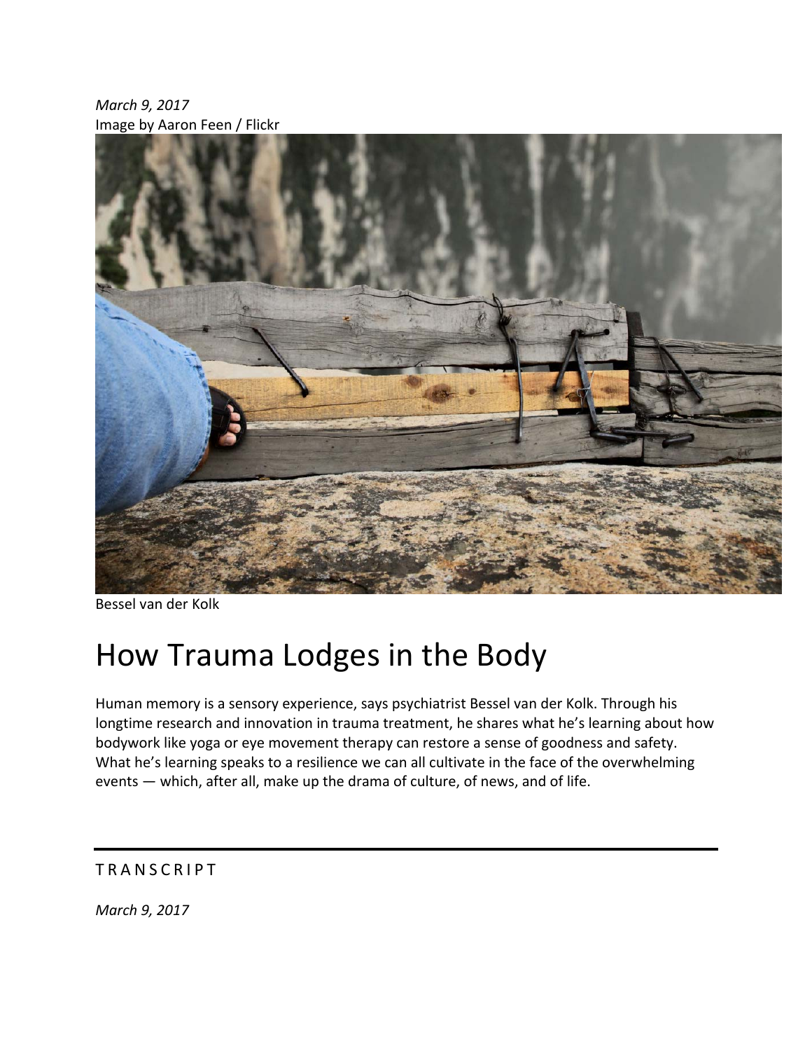*March 9, 2017*
Image by Aaron Feen / Flickr

Bessel van der Kolk

# How Trauma Lodges in the Body

Human memory is a sensory experience, says psychiatrist Bessel van der Kolk. Through his longtime research and innovation in trauma treatment, he shares what he's learning about how bodywork like yoga or eye movement therapy can restore a sense of goodness and safety. What he's learning speaks to a resilience we can all cultivate in the face of the overwhelming events — which, after all, make up the drama of culture, of news, and of life.

---

TRANSCRIPT

*March 9, 2017*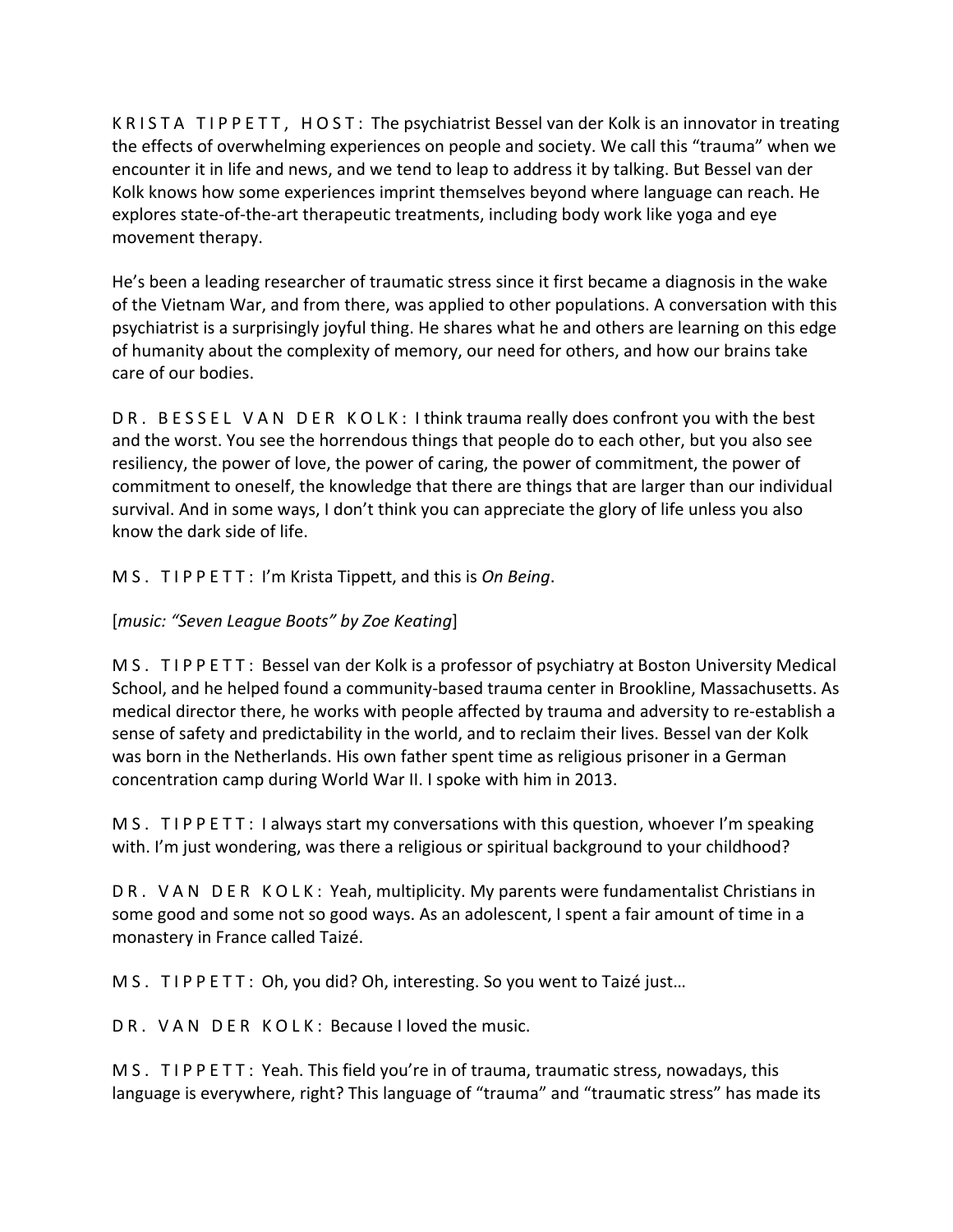KRISTA TIPPETT, HOST: The psychiatrist Bessel van der Kolk is an innovator in treating the effects of overwhelming experiences on people and society. We call this "trauma" when we encounter it in life and news, and we tend to leap to address it by talking. But Bessel van der Kolk knows how some experiences imprint themselves beyond where language can reach. He explores state-of-the-art therapeutic treatments, including body work like yoga and eye movement therapy.

He's been a leading researcher of traumatic stress since it first became a diagnosis in the wake of the Vietnam War, and from there, was applied to other populations. A conversation with this psychiatrist is a surprisingly joyful thing. He shares what he and others are learning on this edge of humanity about the complexity of memory, our need for others, and how our brains take care of our bodies.

DR. BESSEL VAN DER KOLK: I think trauma really does confront you with the best and the worst. You see the horrendous things that people do to each other, but you also see resiliency, the power of love, the power of caring, the power of commitment, the power of commitment to oneself, the knowledge that there are things that are larger than our individual survival. And in some ways, I don't think you can appreciate the glory of life unless you also know the dark side of life.

MS. TIPPETT: I'm Krista Tippett, and this is *On Being*.

[*music: "Seven League Boots" by Zoe Keating*]

MS. TIPPETT: Bessel van der Kolk is a professor of psychiatry at Boston University Medical School, and he helped found a community-based trauma center in Brookline, Massachusetts. As medical director there, he works with people affected by trauma and adversity to re-establish a sense of safety and predictability in the world, and to reclaim their lives. Bessel van der Kolk was born in the Netherlands. His own father spent time as religious prisoner in a German concentration camp during World War II. I spoke with him in 2013.

MS. TIPPETT: I always start my conversations with this question, whoever I'm speaking with. I'm just wondering, was there a religious or spiritual background to your childhood?

DR. VAN DER KOLK: Yeah, multiplicity. My parents were fundamentalist Christians in some good and some not so good ways. As an adolescent, I spent a fair amount of time in a monastery in France called Taizé.

MS. TIPPETT: Oh, you did? Oh, interesting. So you went to Taizé just…

DR. VAN DER KOLK: Because I loved the music.

MS. TIPPETT: Yeah. This field you're in of trauma, traumatic stress, nowadays, this language is everywhere, right? This language of "trauma" and "traumatic stress" has made its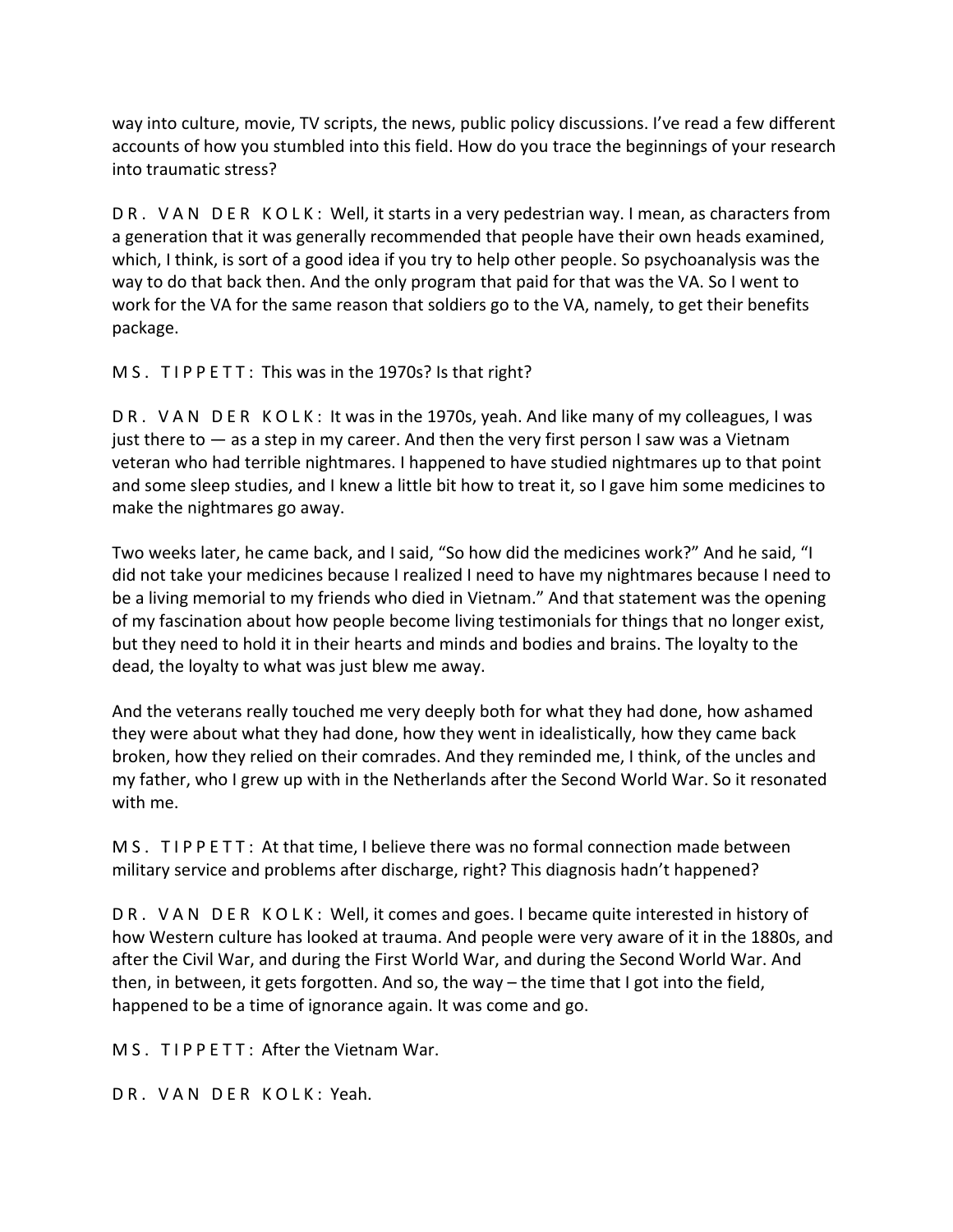way into culture, movie, TV scripts, the news, public policy discussions. I've read a few different accounts of how you stumbled into this field. How do you trace the beginnings of your research into traumatic stress?

DR. VAN DER KOLK: Well, it starts in a very pedestrian way. I mean, as characters from a generation that it was generally recommended that people have their own heads examined, which, I think, is sort of a good idea if you try to help other people. So psychoanalysis was the way to do that back then. And the only program that paid for that was the VA. So I went to work for the VA for the same reason that soldiers go to the VA, namely, to get their benefits package.

MS. TIPPETT: This was in the 1970s? Is that right?

DR. VAN DER KOLK: It was in the 1970s, yeah. And like many of my colleagues, I was just there to — as a step in my career. And then the very first person I saw was a Vietnam veteran who had terrible nightmares. I happened to have studied nightmares up to that point and some sleep studies, and I knew a little bit how to treat it, so I gave him some medicines to make the nightmares go away.

Two weeks later, he came back, and I said, "So how did the medicines work?" And he said, "I did not take your medicines because I realized I need to have my nightmares because I need to be a living memorial to my friends who died in Vietnam." And that statement was the opening of my fascination about how people become living testimonials for things that no longer exist, but they need to hold it in their hearts and minds and bodies and brains. The loyalty to the dead, the loyalty to what was just blew me away.

And the veterans really touched me very deeply both for what they had done, how ashamed they were about what they had done, how they went in idealistically, how they came back broken, how they relied on their comrades. And they reminded me, I think, of the uncles and my father, who I grew up with in the Netherlands after the Second World War. So it resonated with me.

MS. TIPPETT: At that time, I believe there was no formal connection made between military service and problems after discharge, right? This diagnosis hadn't happened?

DR. VAN DER KOLK: Well, it comes and goes. I became quite interested in history of how Western culture has looked at trauma. And people were very aware of it in the 1880s, and after the Civil War, and during the First World War, and during the Second World War. And then, in between, it gets forgotten. And so, the way – the time that I got into the field, happened to be a time of ignorance again. It was come and go.

MS. TIPPETT: After the Vietnam War.

DR. VAN DER KOLK: Yeah.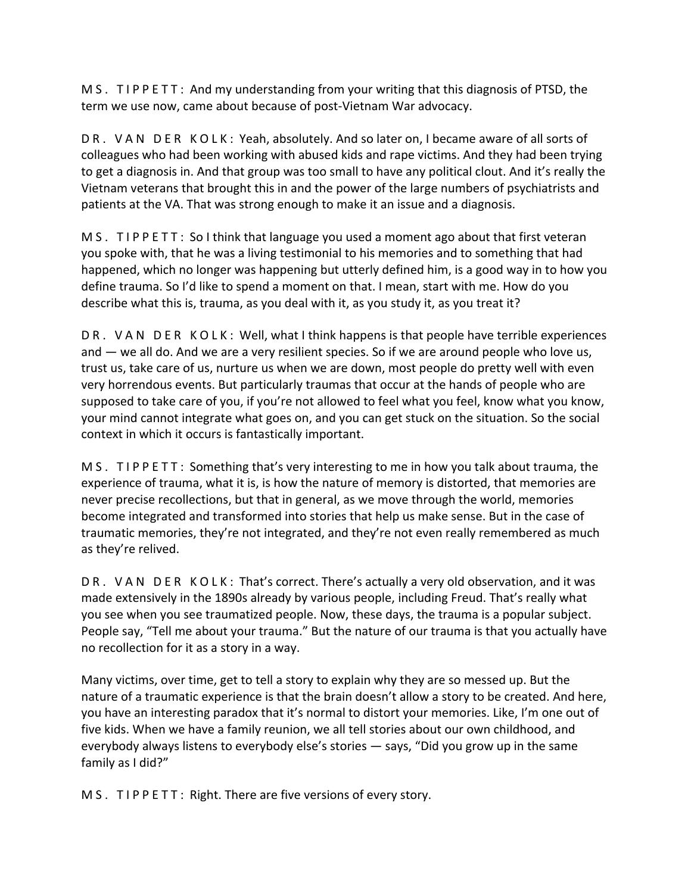MS. TIPPETT: And my understanding from your writing that this diagnosis of PTSD, the term we use now, came about because of post-Vietnam War advocacy.

DR. VAN DER KOLK: Yeah, absolutely. And so later on, I became aware of all sorts of colleagues who had been working with abused kids and rape victims. And they had been trying to get a diagnosis in. And that group was too small to have any political clout. And it's really the Vietnam veterans that brought this in and the power of the large numbers of psychiatrists and patients at the VA. That was strong enough to make it an issue and a diagnosis.

MS. TIPPETT: So I think that language you used a moment ago about that first veteran you spoke with, that he was a living testimonial to his memories and to something that had happened, which no longer was happening but utterly defined him, is a good way in to how you define trauma. So I'd like to spend a moment on that. I mean, start with me. How do you describe what this is, trauma, as you deal with it, as you study it, as you treat it?

DR. VAN DER KOLK: Well, what I think happens is that people have terrible experiences and — we all do. And we are a very resilient species. So if we are around people who love us, trust us, take care of us, nurture us when we are down, most people do pretty well with even very horrendous events. But particularly traumas that occur at the hands of people who are supposed to take care of you, if you're not allowed to feel what you feel, know what you know, your mind cannot integrate what goes on, and you can get stuck on the situation. So the social context in which it occurs is fantastically important.

MS. TIPPETT: Something that's very interesting to me in how you talk about trauma, the experience of trauma, what it is, is how the nature of memory is distorted, that memories are never precise recollections, but that in general, as we move through the world, memories become integrated and transformed into stories that help us make sense. But in the case of traumatic memories, they're not integrated, and they're not even really remembered as much as they're relived.

DR. VAN DER KOLK: That's correct. There's actually a very old observation, and it was made extensively in the 1890s already by various people, including Freud. That's really what you see when you see traumatized people. Now, these days, the trauma is a popular subject. People say, "Tell me about your trauma." But the nature of our trauma is that you actually have no recollection for it as a story in a way.

Many victims, over time, get to tell a story to explain why they are so messed up. But the nature of a traumatic experience is that the brain doesn't allow a story to be created. And here, you have an interesting paradox that it's normal to distort your memories. Like, I'm one out of five kids. When we have a family reunion, we all tell stories about our own childhood, and everybody always listens to everybody else's stories — says, "Did you grow up in the same family as I did?"

MS. TIPPETT: Right. There are five versions of every story.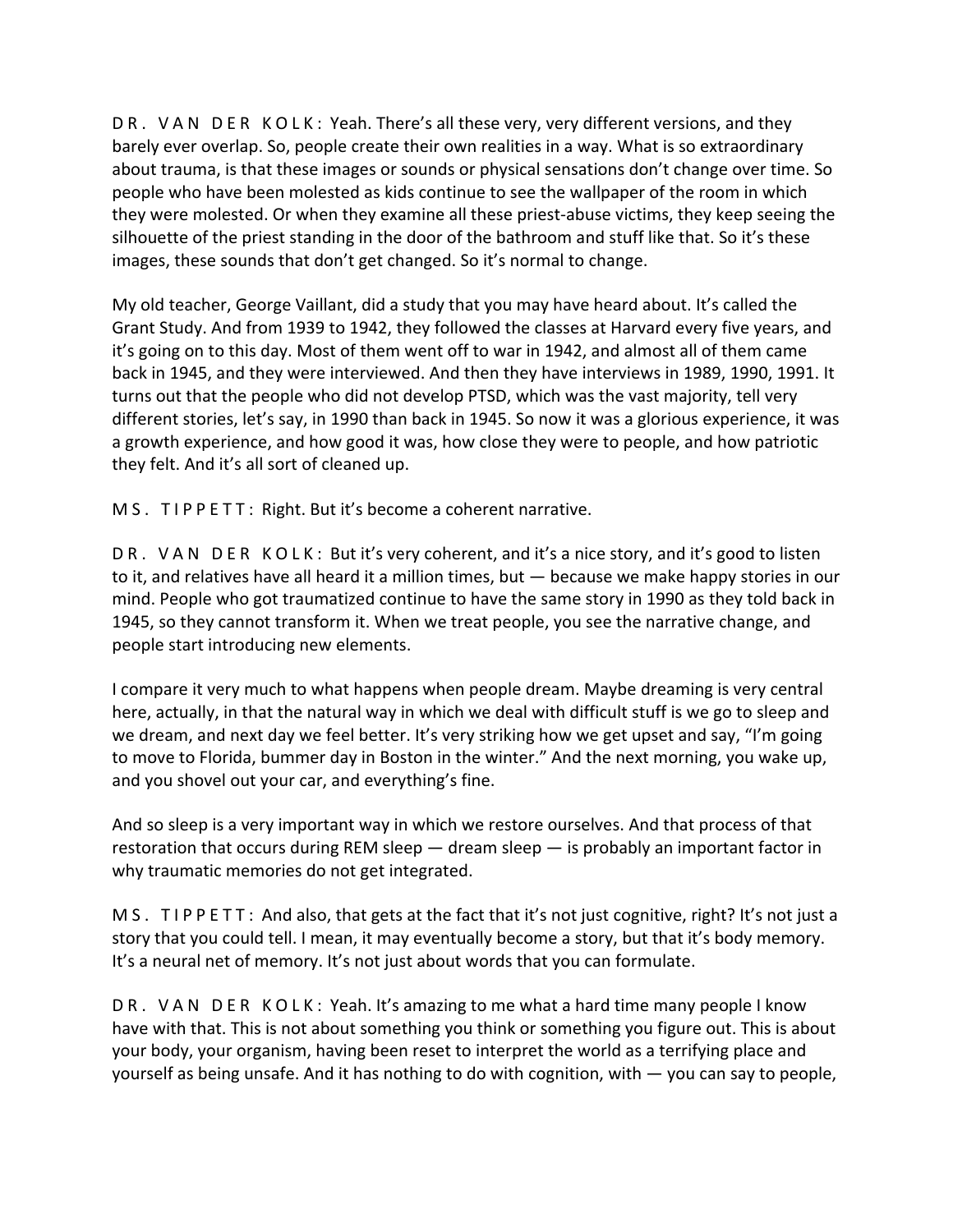DR. VAN DER KOLK: Yeah. There's all these very, very different versions, and they barely ever overlap. So, people create their own realities in a way. What is so extraordinary about trauma, is that these images or sounds or physical sensations don't change over time. So people who have been molested as kids continue to see the wallpaper of the room in which they were molested. Or when they examine all these priest-abuse victims, they keep seeing the silhouette of the priest standing in the door of the bathroom and stuff like that. So it's these images, these sounds that don't get changed. So it's normal to change.

My old teacher, George Vaillant, did a study that you may have heard about. It's called the Grant Study. And from 1939 to 1942, they followed the classes at Harvard every five years, and it's going on to this day. Most of them went off to war in 1942, and almost all of them came back in 1945, and they were interviewed. And then they have interviews in 1989, 1990, 1991. It turns out that the people who did not develop PTSD, which was the vast majority, tell very different stories, let's say, in 1990 than back in 1945. So now it was a glorious experience, it was a growth experience, and how good it was, how close they were to people, and how patriotic they felt. And it's all sort of cleaned up.

MS. TIPPETT: Right. But it's become a coherent narrative.

DR. VAN DER KOLK: But it's very coherent, and it's a nice story, and it's good to listen to it, and relatives have all heard it a million times, but — because we make happy stories in our mind. People who got traumatized continue to have the same story in 1990 as they told back in 1945, so they cannot transform it. When we treat people, you see the narrative change, and people start introducing new elements.

I compare it very much to what happens when people dream. Maybe dreaming is very central here, actually, in that the natural way in which we deal with difficult stuff is we go to sleep and we dream, and next day we feel better. It's very striking how we get upset and say, "I'm going to move to Florida, bummer day in Boston in the winter." And the next morning, you wake up, and you shovel out your car, and everything's fine.

And so sleep is a very important way in which we restore ourselves. And that process of that restoration that occurs during REM sleep — dream sleep — is probably an important factor in why traumatic memories do not get integrated.

MS. TIPPETT: And also, that gets at the fact that it's not just cognitive, right? It's not just a story that you could tell. I mean, it may eventually become a story, but that it's body memory. It's a neural net of memory. It's not just about words that you can formulate.

DR. VAN DER KOLK: Yeah. It's amazing to me what a hard time many people I know have with that. This is not about something you think or something you figure out. This is about your body, your organism, having been reset to interpret the world as a terrifying place and yourself as being unsafe. And it has nothing to do with cognition, with — you can say to people,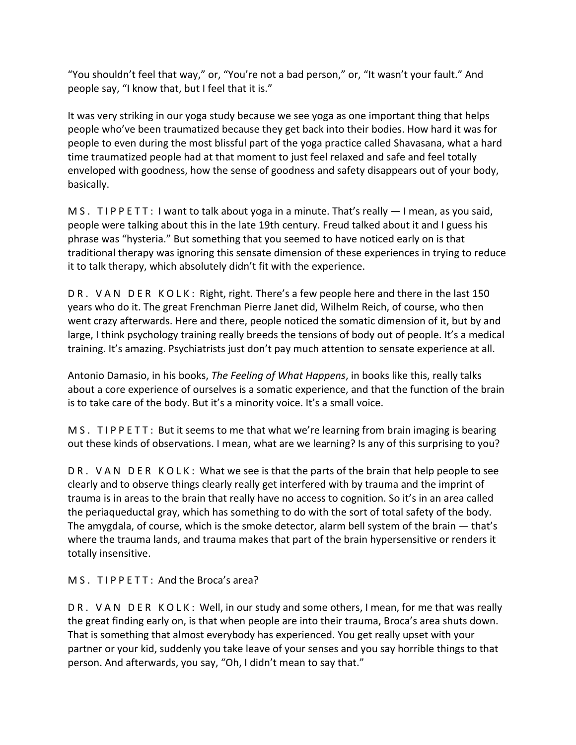"You shouldn't feel that way," or, "You're not a bad person," or, "It wasn't your fault." And people say, "I know that, but I feel that it is."

It was very striking in our yoga study because we see yoga as one important thing that helps people who've been traumatized because they get back into their bodies. How hard it was for people to even during the most blissful part of the yoga practice called Shavasana, what a hard time traumatized people had at that moment to just feel relaxed and safe and feel totally enveloped with goodness, how the sense of goodness and safety disappears out of your body, basically.

MS. TIPPETT: I want to talk about yoga in a minute. That's really — I mean, as you said, people were talking about this in the late 19th century. Freud talked about it and I guess his phrase was "hysteria." But something that you seemed to have noticed early on is that traditional therapy was ignoring this sensate dimension of these experiences in trying to reduce it to talk therapy, which absolutely didn't fit with the experience.

DR. VAN DER KOLK: Right, right. There's a few people here and there in the last 150 years who do it. The great Frenchman Pierre Janet did, Wilhelm Reich, of course, who then went crazy afterwards. Here and there, people noticed the somatic dimension of it, but by and large, I think psychology training really breeds the tensions of body out of people. It's a medical training. It's amazing. Psychiatrists just don't pay much attention to sensate experience at all.

Antonio Damasio, in his books, *The Feeling of What Happens*, in books like this, really talks about a core experience of ourselves is a somatic experience, and that the function of the brain is to take care of the body. But it's a minority voice. It's a small voice.

MS. TIPPETT: But it seems to me that what we're learning from brain imaging is bearing out these kinds of observations. I mean, what are we learning? Is any of this surprising to you?

DR. VAN DER KOLK: What we see is that the parts of the brain that help people to see clearly and to observe things clearly really get interfered with by trauma and the imprint of trauma is in areas to the brain that really have no access to cognition. So it's in an area called the periaqueductal gray, which has something to do with the sort of total safety of the body. The amygdala, of course, which is the smoke detector, alarm bell system of the brain — that's where the trauma lands, and trauma makes that part of the brain hypersensitive or renders it totally insensitive.

MS. TIPPETT: And the Broca's area?

DR. VAN DER KOLK: Well, in our study and some others, I mean, for me that was really the great finding early on, is that when people are into their trauma, Broca's area shuts down. That is something that almost everybody has experienced. You get really upset with your partner or your kid, suddenly you take leave of your senses and you say horrible things to that person. And afterwards, you say, "Oh, I didn't mean to say that."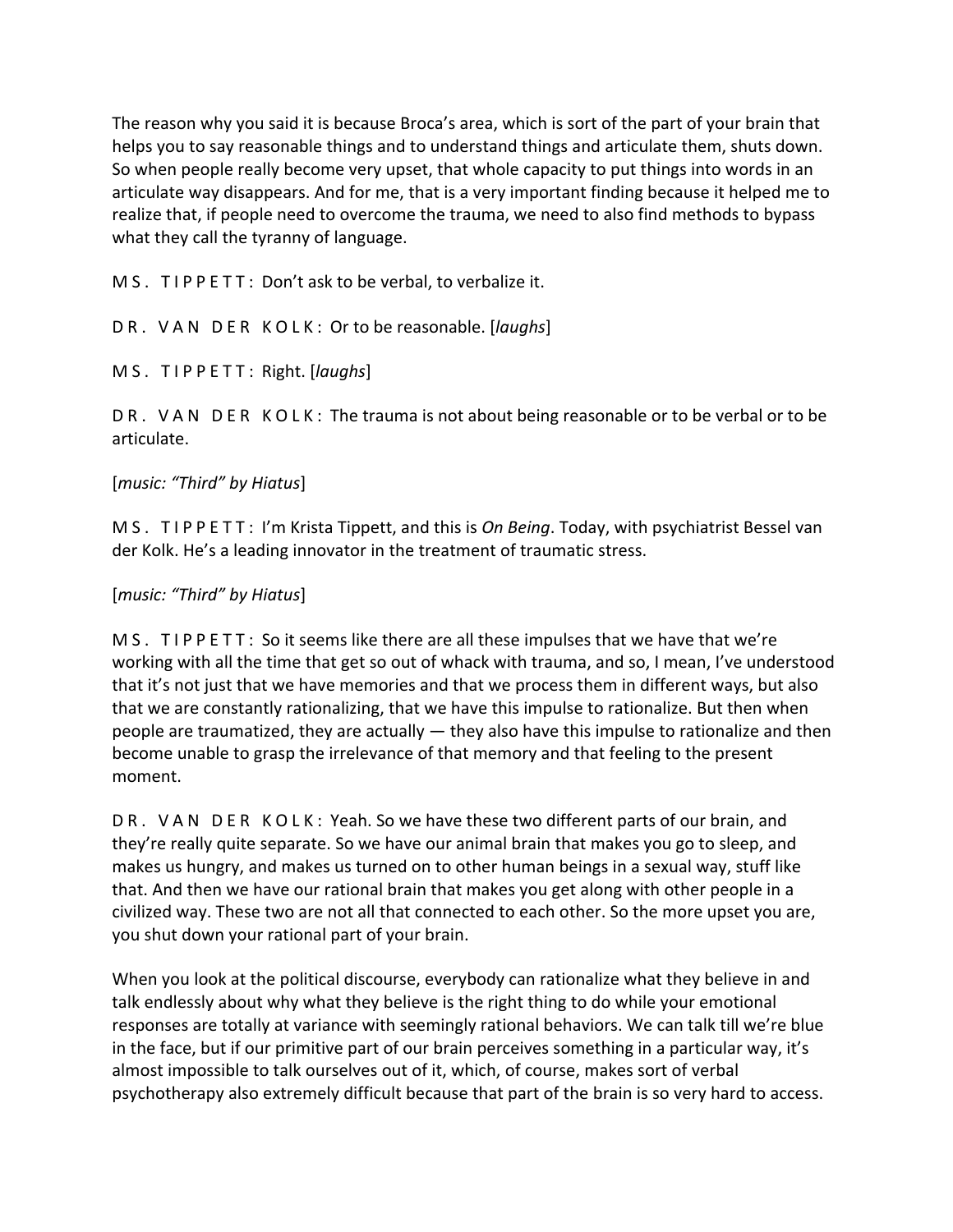The reason why you said it is because Broca's area, which is sort of the part of your brain that helps you to say reasonable things and to understand things and articulate them, shuts down. So when people really become very upset, that whole capacity to put things into words in an articulate way disappears. And for me, that is a very important finding because it helped me to realize that, if people need to overcome the trauma, we need to also find methods to bypass what they call the tyranny of language.

MS. TIPPETT: Don't ask to be verbal, to verbalize it.

DR. VAN DER KOLK: Or to be reasonable. [*laughs*]

MS. TIPPETT: Right. [*laughs*]

DR. VAN DER KOLK: The trauma is not about being reasonable or to be verbal or to be articulate.

[*music: "Third" by Hiatus*]

MS. TIPPETT: I'm Krista Tippett, and this is *On Being*. Today, with psychiatrist Bessel van der Kolk. He's a leading innovator in the treatment of traumatic stress.

[*music: "Third" by Hiatus*]

MS. TIPPETT: So it seems like there are all these impulses that we have that we're working with all the time that get so out of whack with trauma, and so, I mean, I've understood that it's not just that we have memories and that we process them in different ways, but also that we are constantly rationalizing, that we have this impulse to rationalize. But then when people are traumatized, they are actually — they also have this impulse to rationalize and then become unable to grasp the irrelevance of that memory and that feeling to the present moment.

DR. VAN DER KOLK: Yeah. So we have these two different parts of our brain, and they're really quite separate. So we have our animal brain that makes you go to sleep, and makes us hungry, and makes us turned on to other human beings in a sexual way, stuff like that. And then we have our rational brain that makes you get along with other people in a civilized way. These two are not all that connected to each other. So the more upset you are, you shut down your rational part of your brain.

When you look at the political discourse, everybody can rationalize what they believe in and talk endlessly about why what they believe is the right thing to do while your emotional responses are totally at variance with seemingly rational behaviors. We can talk till we're blue in the face, but if our primitive part of our brain perceives something in a particular way, it's almost impossible to talk ourselves out of it, which, of course, makes sort of verbal psychotherapy also extremely difficult because that part of the brain is so very hard to access.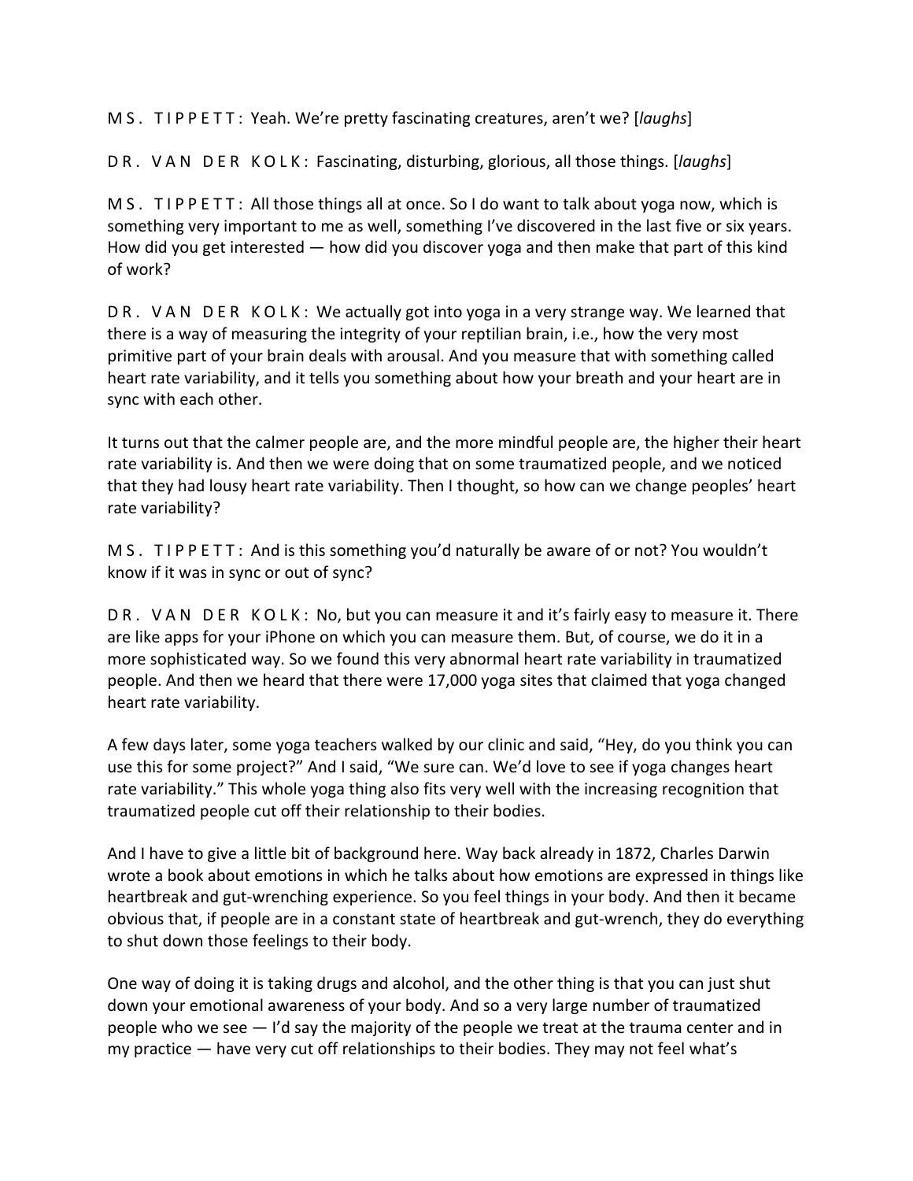MS. TIPPETT: Yeah. We're pretty fascinating creatures, aren't we? [*laughs*]

DR. VAN DER KOLK: Fascinating, disturbing, glorious, all those things. [*laughs*]

MS. TIPPETT: All those things all at once. So I do want to talk about yoga now, which is something very important to me as well, something I've discovered in the last five or six years. How did you get interested — how did you discover yoga and then make that part of this kind of work?

DR. VAN DER KOLK: We actually got into yoga in a very strange way. We learned that there is a way of measuring the integrity of your reptilian brain, i.e., how the very most primitive part of your brain deals with arousal. And you measure that with something called heart rate variability, and it tells you something about how your breath and your heart are in sync with each other.

It turns out that the calmer people are, and the more mindful people are, the higher their heart rate variability is. And then we were doing that on some traumatized people, and we noticed that they had lousy heart rate variability. Then I thought, so how can we change peoples' heart rate variability?

MS. TIPPETT: And is this something you'd naturally be aware of or not? You wouldn't know if it was in sync or out of sync?

DR. VAN DER KOLK: No, but you can measure it and it's fairly easy to measure it. There are like apps for your iPhone on which you can measure them. But, of course, we do it in a more sophisticated way. So we found this very abnormal heart rate variability in traumatized people. And then we heard that there were 17,000 yoga sites that claimed that yoga changed heart rate variability.

A few days later, some yoga teachers walked by our clinic and said, "Hey, do you think you can use this for some project?" And I said, "We sure can. We'd love to see if yoga changes heart rate variability." This whole yoga thing also fits very well with the increasing recognition that traumatized people cut off their relationship to their bodies.

And I have to give a little bit of background here. Way back already in 1872, Charles Darwin wrote a book about emotions in which he talks about how emotions are expressed in things like heartbreak and gut-wrenching experience. So you feel things in your body. And then it became obvious that, if people are in a constant state of heartbreak and gut-wrench, they do everything to shut down those feelings to their body.

One way of doing it is taking drugs and alcohol, and the other thing is that you can just shut down your emotional awareness of your body. And so a very large number of traumatized people who we see — I'd say the majority of the people we treat at the trauma center and in my practice — have very cut off relationships to their bodies. They may not feel what's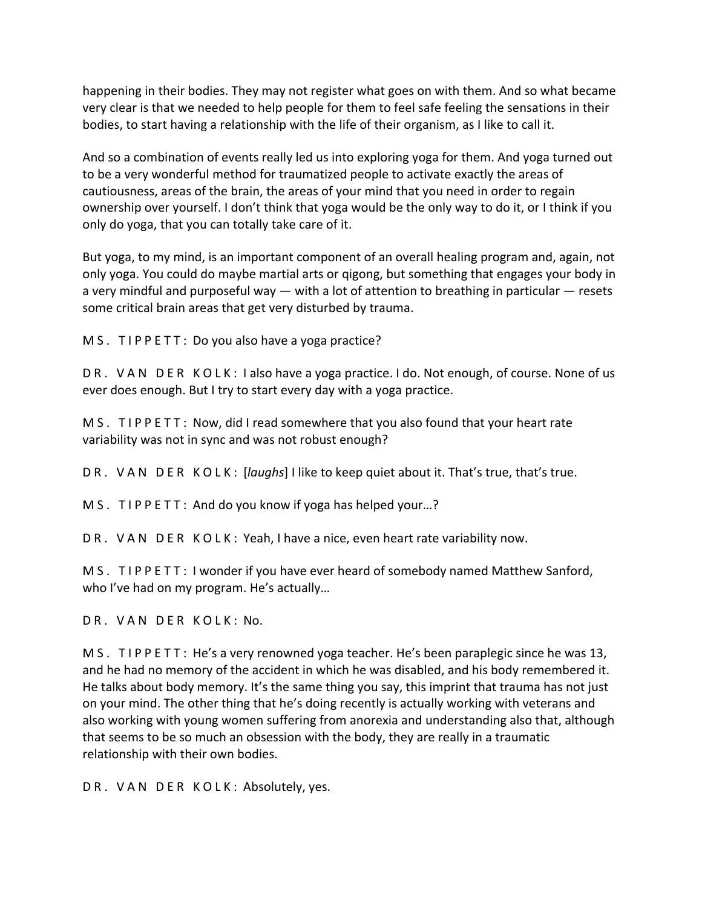happening in their bodies. They may not register what goes on with them. And so what became very clear is that we needed to help people for them to feel safe feeling the sensations in their bodies, to start having a relationship with the life of their organism, as I like to call it.

And so a combination of events really led us into exploring yoga for them. And yoga turned out to be a very wonderful method for traumatized people to activate exactly the areas of cautiousness, areas of the brain, the areas of your mind that you need in order to regain ownership over yourself. I don't think that yoga would be the only way to do it, or I think if you only do yoga, that you can totally take care of it.

But yoga, to my mind, is an important component of an overall healing program and, again, not only yoga. You could do maybe martial arts or qigong, but something that engages your body in a very mindful and purposeful way — with a lot of attention to breathing in particular — resets some critical brain areas that get very disturbed by trauma.

MS. TIPPETT: Do you also have a yoga practice?

DR. VAN DER KOLK: I also have a yoga practice. I do. Not enough, of course. None of us ever does enough. But I try to start every day with a yoga practice.

MS. TIPPETT: Now, did I read somewhere that you also found that your heart rate variability was not in sync and was not robust enough?

DR. VAN DER KOLK: [*laughs*] I like to keep quiet about it. That's true, that's true.

MS. TIPPETT: And do you know if yoga has helped your…?

DR. VAN DER KOLK: Yeah, I have a nice, even heart rate variability now.

MS. TIPPETT: I wonder if you have ever heard of somebody named Matthew Sanford, who I've had on my program. He's actually…

DR. VAN DER KOLK: No.

MS. TIPPETT: He's a very renowned yoga teacher. He's been paraplegic since he was 13, and he had no memory of the accident in which he was disabled, and his body remembered it. He talks about body memory. It's the same thing you say, this imprint that trauma has not just on your mind. The other thing that he's doing recently is actually working with veterans and also working with young women suffering from anorexia and understanding also that, although that seems to be so much an obsession with the body, they are really in a traumatic relationship with their own bodies.

DR. VAN DER KOLK: Absolutely, yes.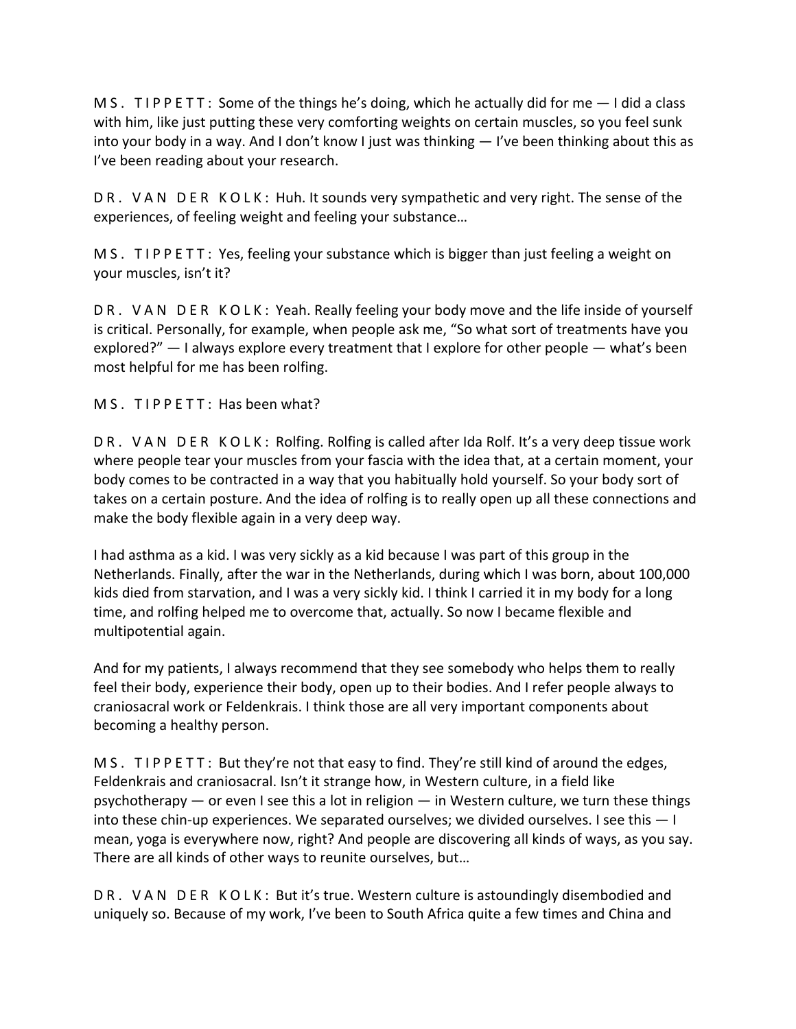MS. TIPPETT: Some of the things he's doing, which he actually did for me — I did a class with him, like just putting these very comforting weights on certain muscles, so you feel sunk into your body in a way. And I don't know I just was thinking — I've been thinking about this as I've been reading about your research.

DR. VAN DER KOLK: Huh. It sounds very sympathetic and very right. The sense of the experiences, of feeling weight and feeling your substance…

MS. TIPPETT: Yes, feeling your substance which is bigger than just feeling a weight on your muscles, isn't it?

DR. VAN DER KOLK: Yeah. Really feeling your body move and the life inside of yourself is critical. Personally, for example, when people ask me, "So what sort of treatments have you explored?" — I always explore every treatment that I explore for other people — what's been most helpful for me has been rolfing.

MS. TIPPETT: Has been what?

DR. VAN DER KOLK: Rolfing. Rolfing is called after Ida Rolf. It's a very deep tissue work where people tear your muscles from your fascia with the idea that, at a certain moment, your body comes to be contracted in a way that you habitually hold yourself. So your body sort of takes on a certain posture. And the idea of rolfing is to really open up all these connections and make the body flexible again in a very deep way.

I had asthma as a kid. I was very sickly as a kid because I was part of this group in the Netherlands. Finally, after the war in the Netherlands, during which I was born, about 100,000 kids died from starvation, and I was a very sickly kid. I think I carried it in my body for a long time, and rolfing helped me to overcome that, actually. So now I became flexible and multipotential again.

And for my patients, I always recommend that they see somebody who helps them to really feel their body, experience their body, open up to their bodies. And I refer people always to craniosacral work or Feldenkrais. I think those are all very important components about becoming a healthy person.

MS. TIPPETT: But they're not that easy to find. They're still kind of around the edges, Feldenkrais and craniosacral. Isn't it strange how, in Western culture, in a field like psychotherapy — or even I see this a lot in religion — in Western culture, we turn these things into these chin-up experiences. We separated ourselves; we divided ourselves. I see this — I mean, yoga is everywhere now, right? And people are discovering all kinds of ways, as you say. There are all kinds of other ways to reunite ourselves, but…

DR. VAN DER KOLK: But it's true. Western culture is astoundingly disembodied and uniquely so. Because of my work, I've been to South Africa quite a few times and China and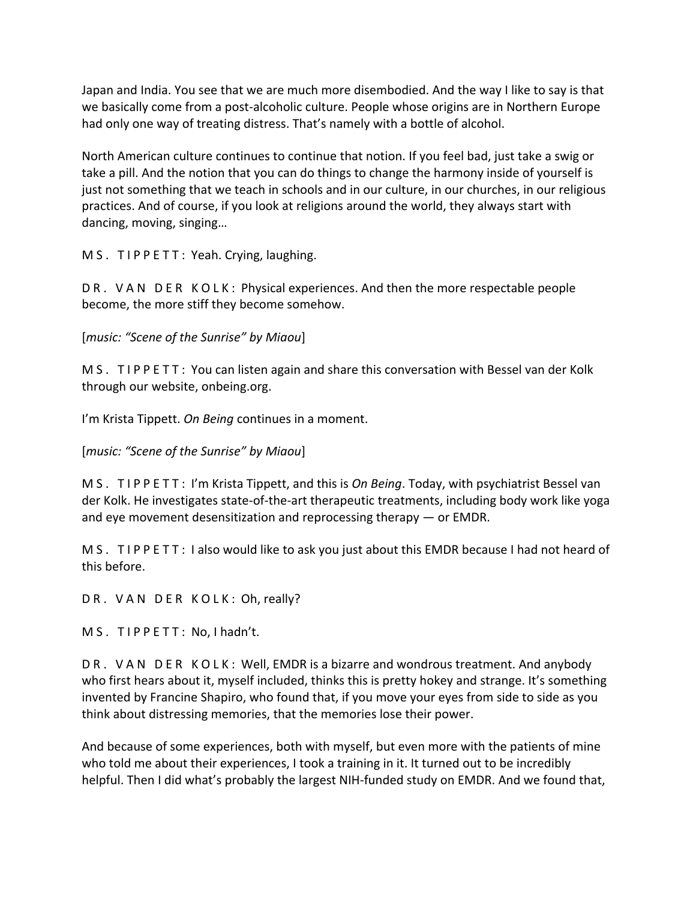Japan and India. You see that we are much more disembodied. And the way I like to say is that we basically come from a post-alcoholic culture. People whose origins are in Northern Europe had only one way of treating distress. That's namely with a bottle of alcohol.

North American culture continues to continue that notion. If you feel bad, just take a swig or take a pill. And the notion that you can do things to change the harmony inside of yourself is just not something that we teach in schools and in our culture, in our churches, in our religious practices. And of course, if you look at religions around the world, they always start with dancing, moving, singing…

MS. TIPPETT: Yeah. Crying, laughing.

DR. VAN DER KOLK: Physical experiences. And then the more respectable people become, the more stiff they become somehow.

[*music: "Scene of the Sunrise" by Miaou*]

MS. TIPPETT: You can listen again and share this conversation with Bessel van der Kolk through our website, onbeing.org.

I'm Krista Tippett. *On Being* continues in a moment.

[*music: "Scene of the Sunrise" by Miaou*]

MS. TIPPETT: I'm Krista Tippett, and this is *On Being*. Today, with psychiatrist Bessel van der Kolk. He investigates state-of-the-art therapeutic treatments, including body work like yoga and eye movement desensitization and reprocessing therapy — or EMDR.

MS. TIPPETT: I also would like to ask you just about this EMDR because I had not heard of this before.

DR. VAN DER KOLK: Oh, really?

MS. TIPPETT: No, I hadn't.

DR. VAN DER KOLK: Well, EMDR is a bizarre and wondrous treatment. And anybody who first hears about it, myself included, thinks this is pretty hokey and strange. It's something invented by Francine Shapiro, who found that, if you move your eyes from side to side as you think about distressing memories, that the memories lose their power.

And because of some experiences, both with myself, but even more with the patients of mine who told me about their experiences, I took a training in it. It turned out to be incredibly helpful. Then I did what's probably the largest NIH-funded study on EMDR. And we found that,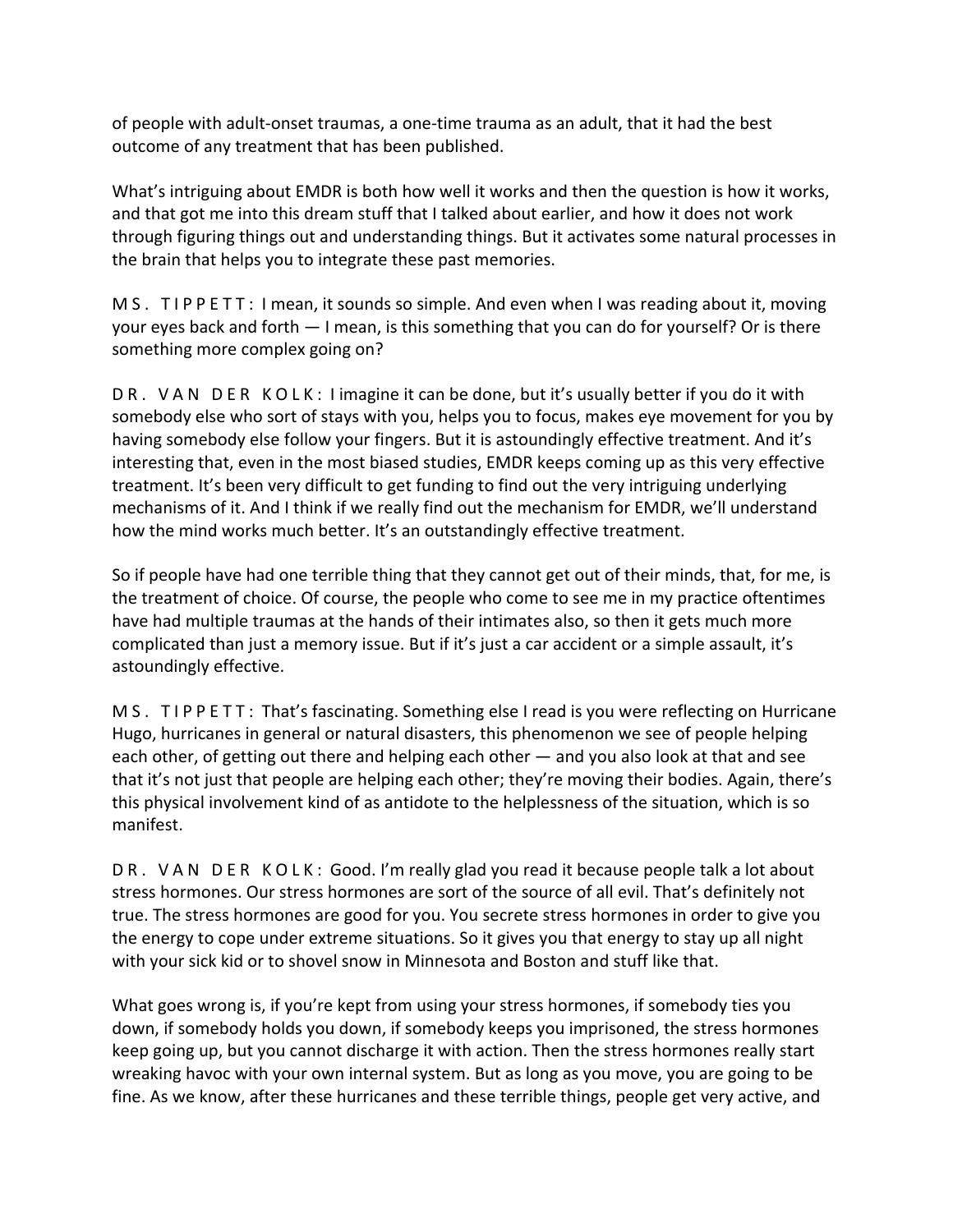of people with adult-onset traumas, a one-time trauma as an adult, that it had the best outcome of any treatment that has been published.

What's intriguing about EMDR is both how well it works and then the question is how it works, and that got me into this dream stuff that I talked about earlier, and how it does not work through figuring things out and understanding things. But it activates some natural processes in the brain that helps you to integrate these past memories.

MS. TIPPETT: I mean, it sounds so simple. And even when I was reading about it, moving your eyes back and forth — I mean, is this something that you can do for yourself? Or is there something more complex going on?

DR. VAN DER KOLK: I imagine it can be done, but it's usually better if you do it with somebody else who sort of stays with you, helps you to focus, makes eye movement for you by having somebody else follow your fingers. But it is astoundingly effective treatment. And it's interesting that, even in the most biased studies, EMDR keeps coming up as this very effective treatment. It's been very difficult to get funding to find out the very intriguing underlying mechanisms of it. And I think if we really find out the mechanism for EMDR, we'll understand how the mind works much better. It's an outstandingly effective treatment.

So if people have had one terrible thing that they cannot get out of their minds, that, for me, is the treatment of choice. Of course, the people who come to see me in my practice oftentimes have had multiple traumas at the hands of their intimates also, so then it gets much more complicated than just a memory issue. But if it's just a car accident or a simple assault, it's astoundingly effective.

MS. TIPPETT: That's fascinating. Something else I read is you were reflecting on Hurricane Hugo, hurricanes in general or natural disasters, this phenomenon we see of people helping each other, of getting out there and helping each other — and you also look at that and see that it's not just that people are helping each other; they're moving their bodies. Again, there's this physical involvement kind of as antidote to the helplessness of the situation, which is so manifest.

DR. VAN DER KOLK: Good. I'm really glad you read it because people talk a lot about stress hormones. Our stress hormones are sort of the source of all evil. That's definitely not true. The stress hormones are good for you. You secrete stress hormones in order to give you the energy to cope under extreme situations. So it gives you that energy to stay up all night with your sick kid or to shovel snow in Minnesota and Boston and stuff like that.

What goes wrong is, if you're kept from using your stress hormones, if somebody ties you down, if somebody holds you down, if somebody keeps you imprisoned, the stress hormones keep going up, but you cannot discharge it with action. Then the stress hormones really start wreaking havoc with your own internal system. But as long as you move, you are going to be fine. As we know, after these hurricanes and these terrible things, people get very active, and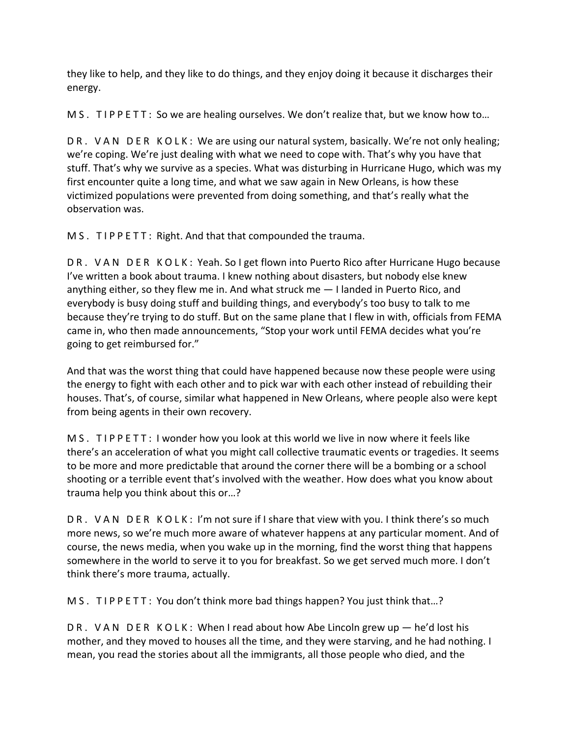they like to help, and they like to do things, and they enjoy doing it because it discharges their energy.

MS. TIPPETT: So we are healing ourselves. We don't realize that, but we know how to…

DR. VAN DER KOLK: We are using our natural system, basically. We're not only healing; we're coping. We're just dealing with what we need to cope with. That's why you have that stuff. That's why we survive as a species. What was disturbing in Hurricane Hugo, which was my first encounter quite a long time, and what we saw again in New Orleans, is how these victimized populations were prevented from doing something, and that's really what the observation was.

MS. TIPPETT: Right. And that that compounded the trauma.

DR. VAN DER KOLK: Yeah. So I get flown into Puerto Rico after Hurricane Hugo because I've written a book about trauma. I knew nothing about disasters, but nobody else knew anything either, so they flew me in. And what struck me — I landed in Puerto Rico, and everybody is busy doing stuff and building things, and everybody's too busy to talk to me because they're trying to do stuff. But on the same plane that I flew in with, officials from FEMA came in, who then made announcements, "Stop your work until FEMA decides what you're going to get reimbursed for."

And that was the worst thing that could have happened because now these people were using the energy to fight with each other and to pick war with each other instead of rebuilding their houses. That's, of course, similar what happened in New Orleans, where people also were kept from being agents in their own recovery.

MS. TIPPETT: I wonder how you look at this world we live in now where it feels like there's an acceleration of what you might call collective traumatic events or tragedies. It seems to be more and more predictable that around the corner there will be a bombing or a school shooting or a terrible event that's involved with the weather. How does what you know about trauma help you think about this or…?

DR. VAN DER KOLK: I'm not sure if I share that view with you. I think there's so much more news, so we're much more aware of whatever happens at any particular moment. And of course, the news media, when you wake up in the morning, find the worst thing that happens somewhere in the world to serve it to you for breakfast. So we get served much more. I don't think there's more trauma, actually.

MS. TIPPETT: You don't think more bad things happen? You just think that…?

DR. VAN DER KOLK: When I read about how Abe Lincoln grew up — he'd lost his mother, and they moved to houses all the time, and they were starving, and he had nothing. I mean, you read the stories about all the immigrants, all those people who died, and the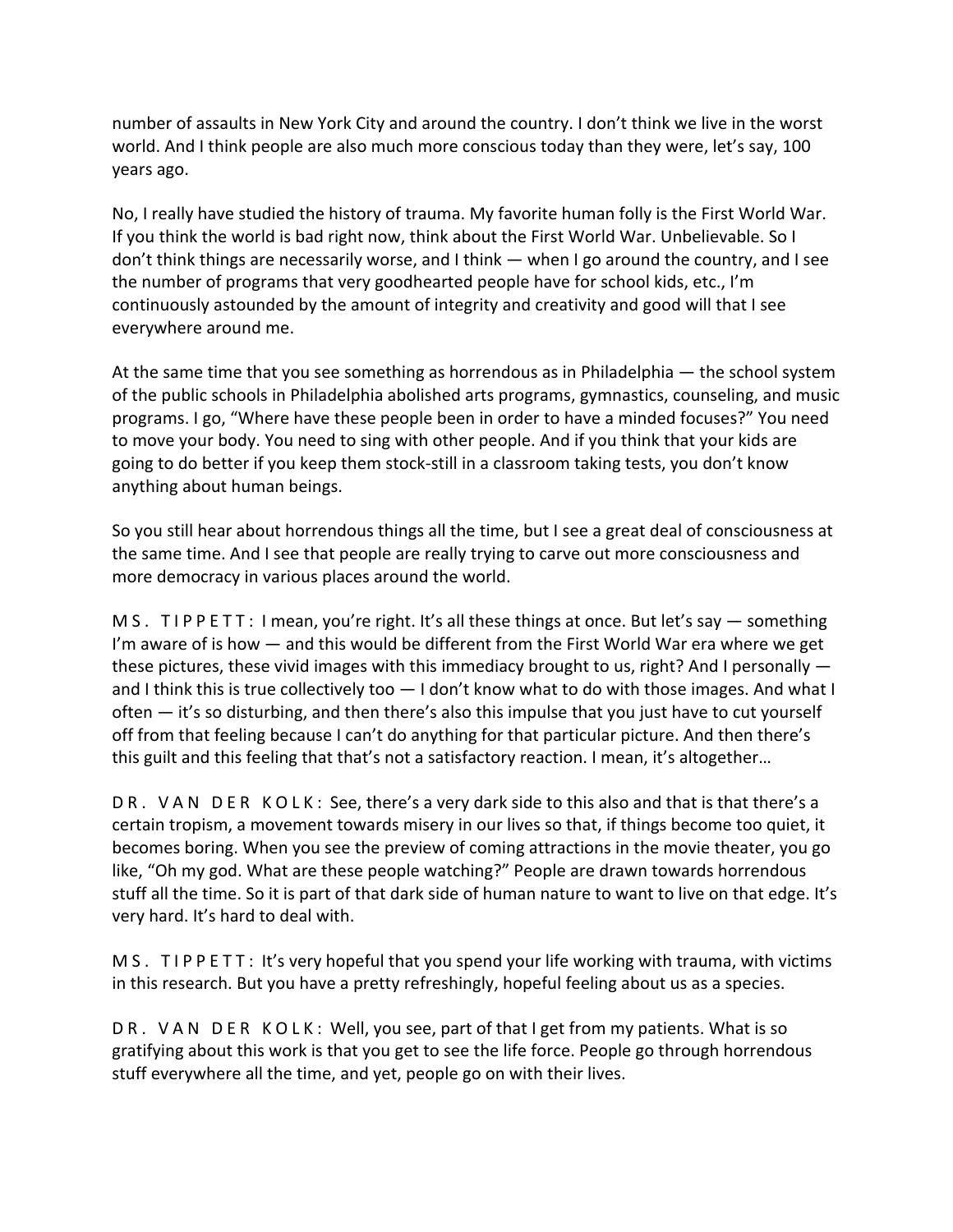number of assaults in New York City and around the country. I don't think we live in the worst world. And I think people are also much more conscious today than they were, let's say, 100 years ago.

No, I really have studied the history of trauma. My favorite human folly is the First World War. If you think the world is bad right now, think about the First World War. Unbelievable. So I don't think things are necessarily worse, and I think — when I go around the country, and I see the number of programs that very goodhearted people have for school kids, etc., I'm continuously astounded by the amount of integrity and creativity and good will that I see everywhere around me.

At the same time that you see something as horrendous as in Philadelphia — the school system of the public schools in Philadelphia abolished arts programs, gymnastics, counseling, and music programs. I go, "Where have these people been in order to have a minded focuses?" You need to move your body. You need to sing with other people. And if you think that your kids are going to do better if you keep them stock-still in a classroom taking tests, you don't know anything about human beings.

So you still hear about horrendous things all the time, but I see a great deal of consciousness at the same time. And I see that people are really trying to carve out more consciousness and more democracy in various places around the world.

MS. TIPPETT: I mean, you're right. It's all these things at once. But let's say — something I'm aware of is how — and this would be different from the First World War era where we get these pictures, these vivid images with this immediacy brought to us, right? And I personally — and I think this is true collectively too — I don't know what to do with those images. And what I often — it's so disturbing, and then there's also this impulse that you just have to cut yourself off from that feeling because I can't do anything for that particular picture. And then there's this guilt and this feeling that that's not a satisfactory reaction. I mean, it's altogether…

DR. VAN DER KOLK: See, there's a very dark side to this also and that is that there's a certain tropism, a movement towards misery in our lives so that, if things become too quiet, it becomes boring. When you see the preview of coming attractions in the movie theater, you go like, "Oh my god. What are these people watching?" People are drawn towards horrendous stuff all the time. So it is part of that dark side of human nature to want to live on that edge. It's very hard. It's hard to deal with.

MS. TIPPETT: It's very hopeful that you spend your life working with trauma, with victims in this research. But you have a pretty refreshingly, hopeful feeling about us as a species.

DR. VAN DER KOLK: Well, you see, part of that I get from my patients. What is so gratifying about this work is that you get to see the life force. People go through horrendous stuff everywhere all the time, and yet, people go on with their lives.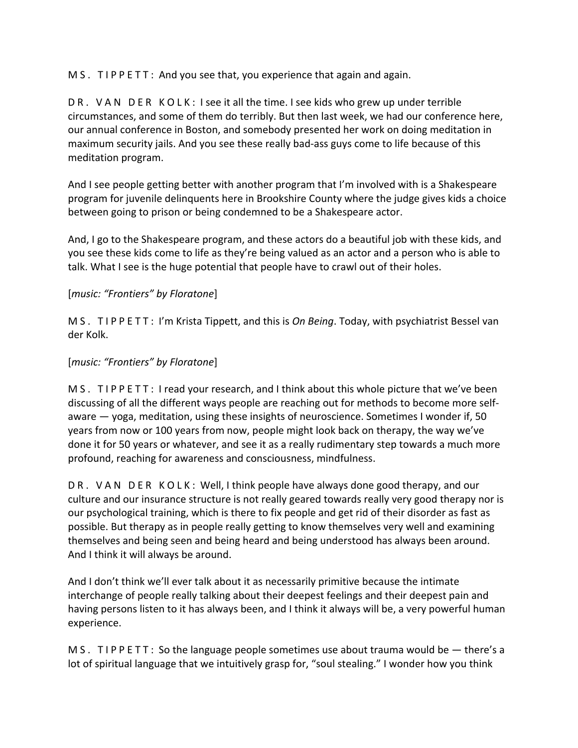MS. TIPPETT: And you see that, you experience that again and again.

DR. VAN DER KOLK: I see it all the time. I see kids who grew up under terrible circumstances, and some of them do terribly. But then last week, we had our conference here, our annual conference in Boston, and somebody presented her work on doing meditation in maximum security jails. And you see these really bad-ass guys come to life because of this meditation program.

And I see people getting better with another program that I'm involved with is a Shakespeare program for juvenile delinquents here in Brookshire County where the judge gives kids a choice between going to prison or being condemned to be a Shakespeare actor.

And, I go to the Shakespeare program, and these actors do a beautiful job with these kids, and you see these kids come to life as they're being valued as an actor and a person who is able to talk. What I see is the huge potential that people have to crawl out of their holes.

[*music: "Frontiers" by Floratone*]

MS. TIPPETT: I'm Krista Tippett, and this is *On Being*. Today, with psychiatrist Bessel van der Kolk.

[*music: "Frontiers" by Floratone*]

MS. TIPPETT: I read your research, and I think about this whole picture that we've been discussing of all the different ways people are reaching out for methods to become more self-aware — yoga, meditation, using these insights of neuroscience. Sometimes I wonder if, 50 years from now or 100 years from now, people might look back on therapy, the way we've done it for 50 years or whatever, and see it as a really rudimentary step towards a much more profound, reaching for awareness and consciousness, mindfulness.

DR. VAN DER KOLK: Well, I think people have always done good therapy, and our culture and our insurance structure is not really geared towards really very good therapy nor is our psychological training, which is there to fix people and get rid of their disorder as fast as possible. But therapy as in people really getting to know themselves very well and examining themselves and being seen and being heard and being understood has always been around. And I think it will always be around.

And I don't think we'll ever talk about it as necessarily primitive because the intimate interchange of people really talking about their deepest feelings and their deepest pain and having persons listen to it has always been, and I think it always will be, a very powerful human experience.

MS. TIPPETT: So the language people sometimes use about trauma would be — there's a lot of spiritual language that we intuitively grasp for, "soul stealing." I wonder how you think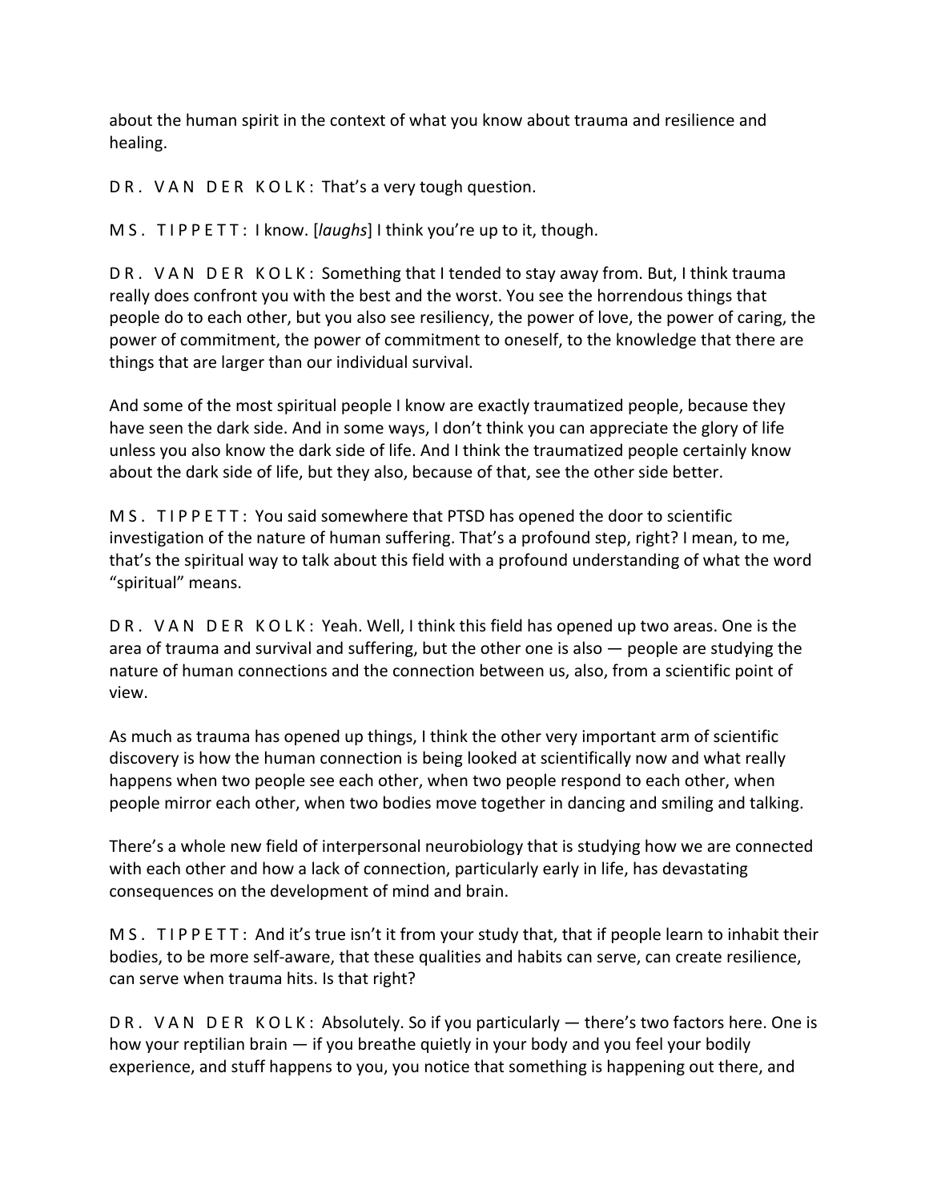about the human spirit in the context of what you know about trauma and resilience and healing.

DR. VAN DER KOLK: That's a very tough question.

MS. TIPPETT: I know. [*laughs*] I think you're up to it, though.

DR. VAN DER KOLK: Something that I tended to stay away from. But, I think trauma really does confront you with the best and the worst. You see the horrendous things that people do to each other, but you also see resiliency, the power of love, the power of caring, the power of commitment, the power of commitment to oneself, to the knowledge that there are things that are larger than our individual survival.

And some of the most spiritual people I know are exactly traumatized people, because they have seen the dark side. And in some ways, I don't think you can appreciate the glory of life unless you also know the dark side of life. And I think the traumatized people certainly know about the dark side of life, but they also, because of that, see the other side better.

MS. TIPPETT: You said somewhere that PTSD has opened the door to scientific investigation of the nature of human suffering. That's a profound step, right? I mean, to me, that's the spiritual way to talk about this field with a profound understanding of what the word "spiritual" means.

DR. VAN DER KOLK: Yeah. Well, I think this field has opened up two areas. One is the area of trauma and survival and suffering, but the other one is also — people are studying the nature of human connections and the connection between us, also, from a scientific point of view.

As much as trauma has opened up things, I think the other very important arm of scientific discovery is how the human connection is being looked at scientifically now and what really happens when two people see each other, when two people respond to each other, when people mirror each other, when two bodies move together in dancing and smiling and talking.

There's a whole new field of interpersonal neurobiology that is studying how we are connected with each other and how a lack of connection, particularly early in life, has devastating consequences on the development of mind and brain.

MS. TIPPETT: And it's true isn't it from your study that, that if people learn to inhabit their bodies, to be more self-aware, that these qualities and habits can serve, can create resilience, can serve when trauma hits. Is that right?

DR. VAN DER KOLK: Absolutely. So if you particularly — there's two factors here. One is how your reptilian brain — if you breathe quietly in your body and you feel your bodily experience, and stuff happens to you, you notice that something is happening out there, and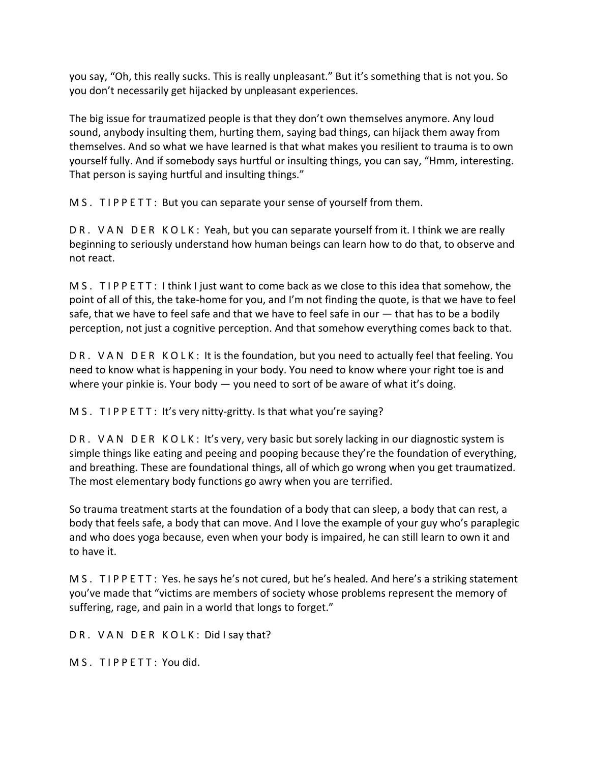you say, "Oh, this really sucks. This is really unpleasant." But it's something that is not you. So you don't necessarily get hijacked by unpleasant experiences.

The big issue for traumatized people is that they don't own themselves anymore. Any loud sound, anybody insulting them, hurting them, saying bad things, can hijack them away from themselves. And so what we have learned is that what makes you resilient to trauma is to own yourself fully. And if somebody says hurtful or insulting things, you can say, "Hmm, interesting. That person is saying hurtful and insulting things."

MS. TIPPETT: But you can separate your sense of yourself from them.

DR. VAN DER KOLK: Yeah, but you can separate yourself from it. I think we are really beginning to seriously understand how human beings can learn how to do that, to observe and not react.

MS. TIPPETT: I think I just want to come back as we close to this idea that somehow, the point of all of this, the take-home for you, and I'm not finding the quote, is that we have to feel safe, that we have to feel safe and that we have to feel safe in our — that has to be a bodily perception, not just a cognitive perception. And that somehow everything comes back to that.

DR. VAN DER KOLK: It is the foundation, but you need to actually feel that feeling. You need to know what is happening in your body. You need to know where your right toe is and where your pinkie is. Your body — you need to sort of be aware of what it's doing.

MS. TIPPETT: It's very nitty-gritty. Is that what you're saying?

DR. VAN DER KOLK: It's very, very basic but sorely lacking in our diagnostic system is simple things like eating and peeing and pooping because they're the foundation of everything, and breathing. These are foundational things, all of which go wrong when you get traumatized. The most elementary body functions go awry when you are terrified.

So trauma treatment starts at the foundation of a body that can sleep, a body that can rest, a body that feels safe, a body that can move. And I love the example of your guy who's paraplegic and who does yoga because, even when your body is impaired, he can still learn to own it and to have it.

MS. TIPPETT: Yes. he says he's not cured, but he's healed. And here's a striking statement you've made that "victims are members of society whose problems represent the memory of suffering, rage, and pain in a world that longs to forget."

DR. VAN DER KOLK: Did I say that?

MS. TIPPETT: You did.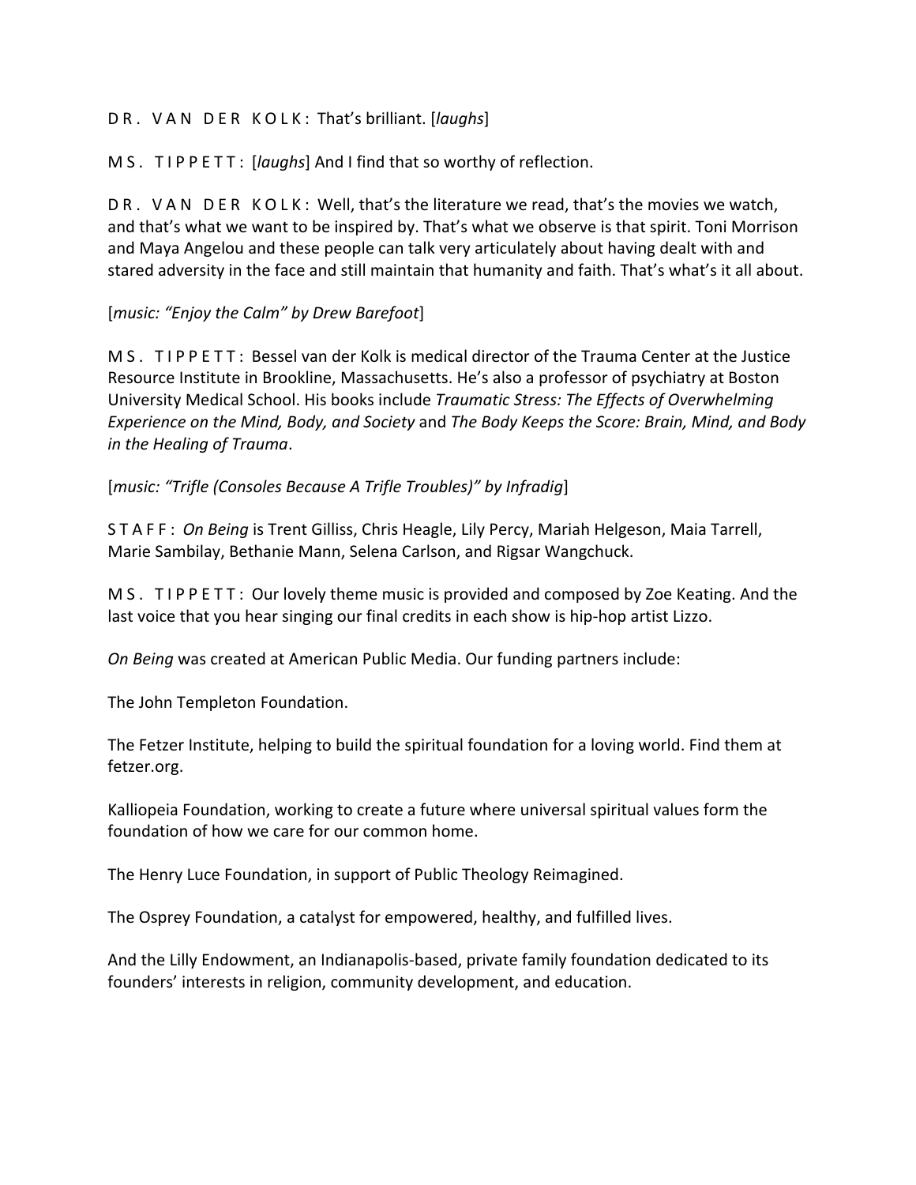DR. VAN DER KOLK: That's brilliant. [*laughs*]

MS. TIPPETT: [*laughs*] And I find that so worthy of reflection.

DR. VAN DER KOLK: Well, that's the literature we read, that's the movies we watch, and that's what we want to be inspired by. That's what we observe is that spirit. Toni Morrison and Maya Angelou and these people can talk very articulately about having dealt with and stared adversity in the face and still maintain that humanity and faith. That's what's it all about.

[*music: "Enjoy the Calm" by Drew Barefoot*]

MS. TIPPETT: Bessel van der Kolk is medical director of the Trauma Center at the Justice Resource Institute in Brookline, Massachusetts. He's also a professor of psychiatry at Boston University Medical School. His books include *Traumatic Stress: The Effects of Overwhelming Experience on the Mind, Body, and Society* and *The Body Keeps the Score: Brain, Mind, and Body in the Healing of Trauma*.

[*music: "Trifle (Consoles Because A Trifle Troubles)" by Infradig*]

STAFF: *On Being* is Trent Gilliss, Chris Heagle, Lily Percy, Mariah Helgeson, Maia Tarrell, Marie Sambilay, Bethanie Mann, Selena Carlson, and Rigsar Wangchuck.

MS. TIPPETT: Our lovely theme music is provided and composed by Zoe Keating. And the last voice that you hear singing our final credits in each show is hip-hop artist Lizzo.

*On Being* was created at American Public Media. Our funding partners include:

The John Templeton Foundation.

The Fetzer Institute, helping to build the spiritual foundation for a loving world. Find them at fetzer.org.

Kalliopeia Foundation, working to create a future where universal spiritual values form the foundation of how we care for our common home.

The Henry Luce Foundation, in support of Public Theology Reimagined.

The Osprey Foundation, a catalyst for empowered, healthy, and fulfilled lives.

And the Lilly Endowment, an Indianapolis-based, private family foundation dedicated to its founders' interests in religion, community development, and education.